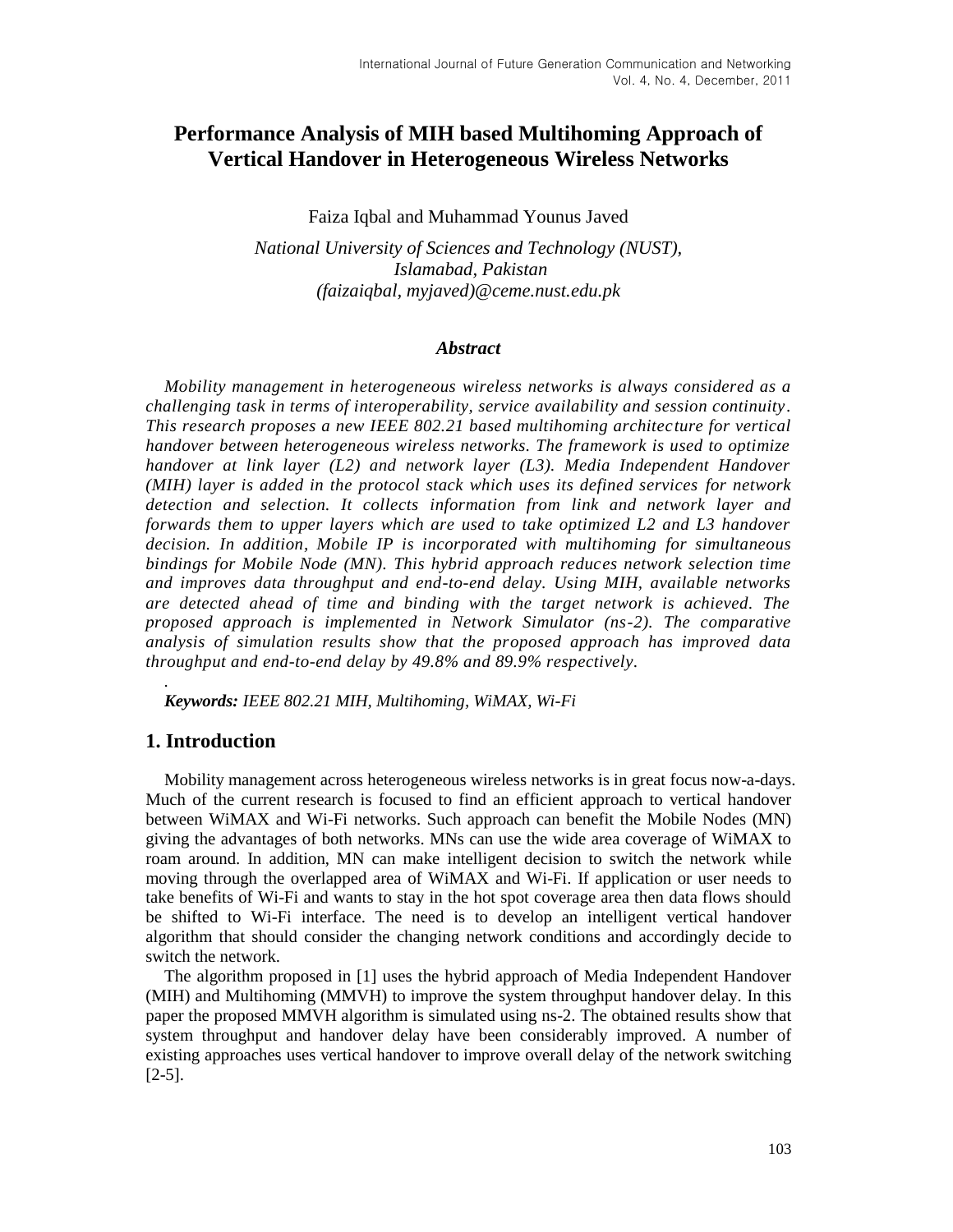# Performance Analysis of MIH based Multihoming Approach of Vertical Handover in Heterogeneous Wireless Networks

Faiza Iqbal and Muhammad Younus Javed

*National University of Sciences and Technology (NUST), Islamabad, Pakistan*
*(faizaiqbal, myjaved)@ceme.nust.edu.pk*

### *Abstract*

*Mobility management in heterogeneous wireless networks is always considered as a challenging task in terms of interoperability, service availability and session continuity. This research proposes a new IEEE 802.21 based multihoming architecture for vertical handover between heterogeneous wireless networks. The framework is used to optimize handover at link layer (L2) and network layer (L3). Media Independent Handover (MIH) layer is added in the protocol stack which uses its defined services for network detection and selection. It collects information from link and network layer and forwards them to upper layers which are used to take optimized L2 and L3 handover decision. In addition, Mobile IP is incorporated with multihoming for simultaneous bindings for Mobile Node (MN). This hybrid approach reduces network selection time and improves data throughput and end-to-end delay. Using MIH, available networks are detected ahead of time and binding with the target network is achieved. The proposed approach is implemented in Network Simulator (ns-2). The comparative analysis of simulation results show that the proposed approach has improved data throughput and end-to-end delay by 49.8% and 89.9% respectively.*

***Keywords:*** *IEEE 802.21 MIH, Multihoming, WiMAX, Wi-Fi*

## 1. Introduction

Mobility management across heterogeneous wireless networks is in great focus now-a-days. Much of the current research is focused to find an efficient approach to vertical handover between WiMAX and Wi-Fi networks. Such approach can benefit the Mobile Nodes (MN) giving the advantages of both networks. MNs can use the wide area coverage of WiMAX to roam around. In addition, MN can make intelligent decision to switch the network while moving through the overlapped area of WiMAX and Wi-Fi. If application or user needs to take benefits of Wi-Fi and wants to stay in the hot spot coverage area then data flows should be shifted to Wi-Fi interface. The need is to develop an intelligent vertical handover algorithm that should consider the changing network conditions and accordingly decide to switch the network.

The algorithm proposed in [1] uses the hybrid approach of Media Independent Handover (MIH) and Multihoming (MMVH) to improve the system throughput handover delay. In this paper the proposed MMVH algorithm is simulated using ns-2. The obtained results show that system throughput and handover delay have been considerably improved. A number of existing approaches uses vertical handover to improve overall delay of the network switching [2-5].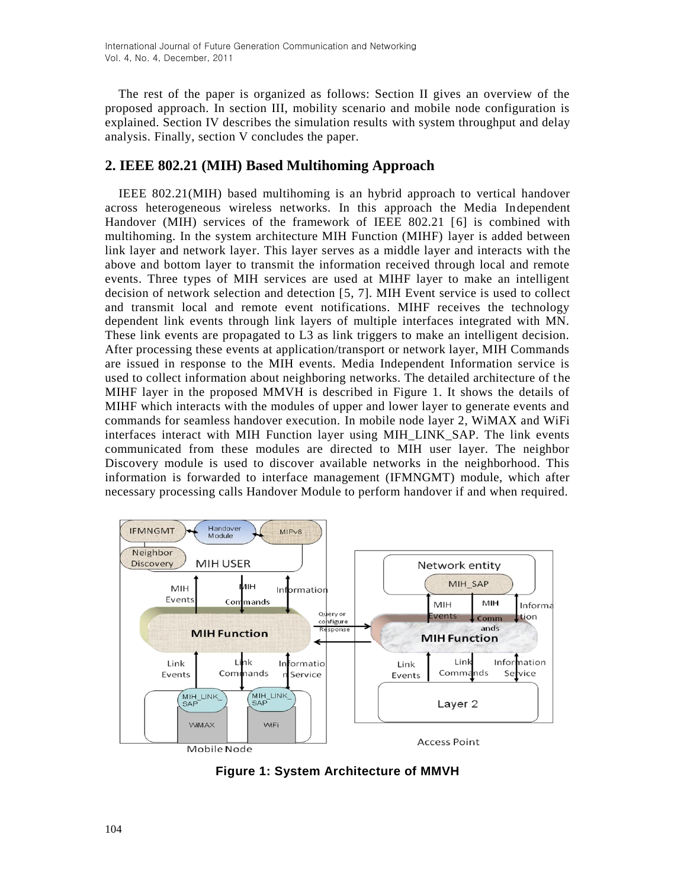The rest of the paper is organized as follows: Section II gives an overview of the proposed approach. In section III, mobility scenario and mobile node configuration is explained. Section IV describes the simulation results with system throughput and delay analysis. Finally, section V concludes the paper.

## 2. IEEE 802.21 (MIH) Based Multihoming Approach

IEEE 802.21(MIH) based multihoming is an hybrid approach to vertical handover across heterogeneous wireless networks. In this approach the Media Independent Handover (MIH) services of the framework of IEEE 802.21 [6] is combined with multihoming. In the system architecture MIH Function (MIHF) layer is added between link layer and network layer. This layer serves as a middle layer and interacts with the above and bottom layer to transmit the information received through local and remote events. Three types of MIH services are used at MIHF layer to make an intelligent decision of network selection and detection [5, 7]. MIH Event service is used to collect and transmit local and remote event notifications. MIHF receives the technology dependent link events through link layers of multiple interfaces integrated with MN. These link events are propagated to L3 as link triggers to make an intelligent decision. After processing these events at application/transport or network layer, MIH Commands are issued in response to the MIH events. Media Independent Information service is used to collect information about neighboring networks. The detailed architecture of the MIHF layer in the proposed MMVH is described in Figure 1. It shows the details of MIHF which interacts with the modules of upper and lower layer to generate events and commands for seamless handover execution. In mobile node layer 2, WiMAX and WiFi interfaces interact with MIH Function layer using MIH_LINK_SAP. The link events communicated from these modules are directed to MIH user layer. The neighbor Discovery module is used to discover available networks in the neighborhood. This information is forwarded to interface management (IFMNGMT) module, which after necessary processing calls Handover Module to perform handover if and when required.

IFMNGMT
Handover Module
MIPv6
Neighbor Discovery
MIH USER
MIH Events
MIH Commands
Information
MIH Function
Query or configure Response
Link Events
Link Commands
Information Service
MIH_LINK_SAP
MIH_LINK_SAP
WiMAX
WiFi
Mobile Node
Network entity
MIH_SAP
MIH Events
MIH Commands
Information
MIH Function
Link Events
Link Commands
Information Service
Layer 2
Access Point

**Figure 1: System Architecture of MMVH**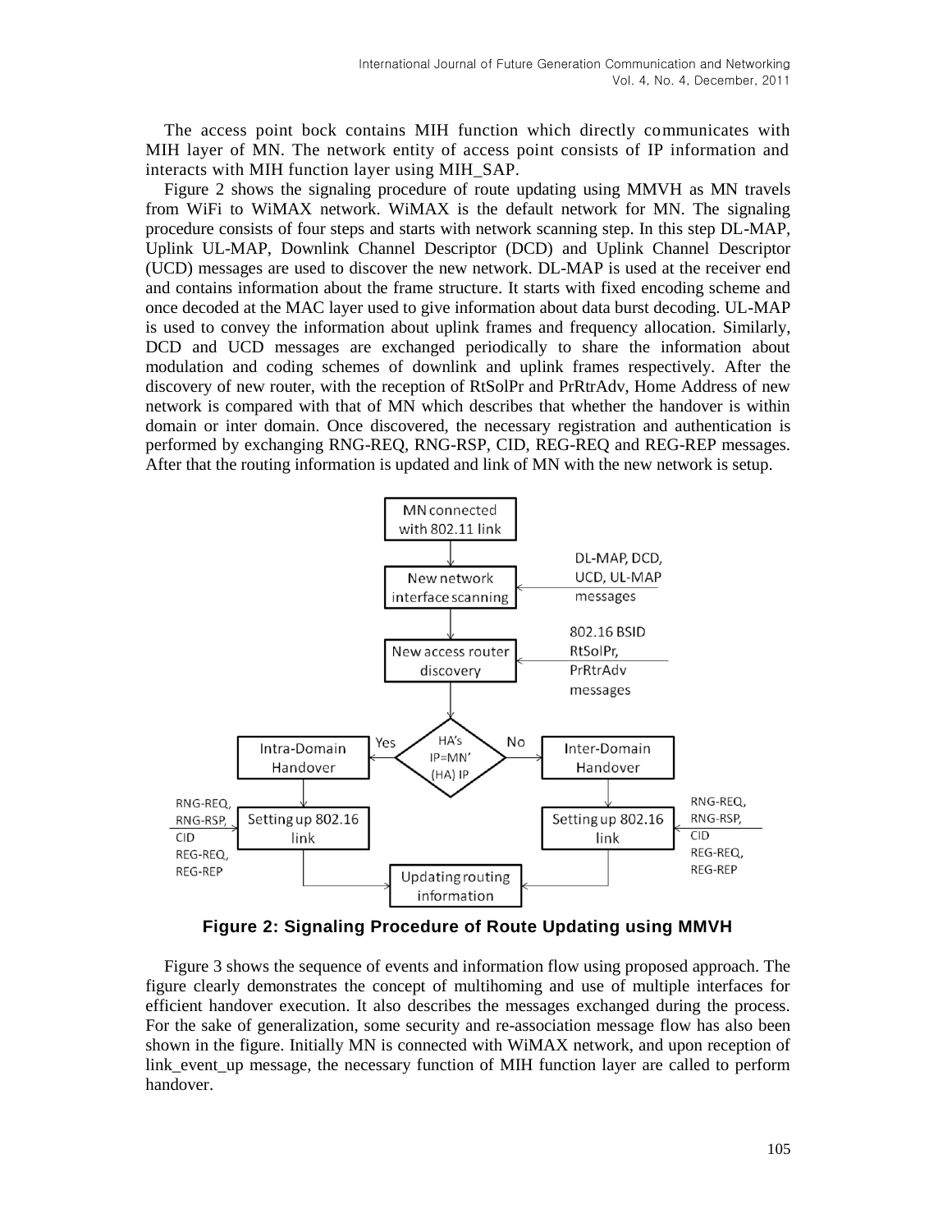The access point bock contains MIH function which directly communicates with MIH layer of MN. The network entity of access point consists of IP information and interacts with MIH function layer using MIH_SAP.

Figure 2 shows the signaling procedure of route updating using MMVH as MN travels from WiFi to WiMAX network. WiMAX is the default network for MN. The signaling procedure consists of four steps and starts with network scanning step. In this step DL-MAP, Uplink UL-MAP, Downlink Channel Descriptor (DCD) and Uplink Channel Descriptor (UCD) messages are used to discover the new network. DL-MAP is used at the receiver end and contains information about the frame structure. It starts with fixed encoding scheme and once decoded at the MAC layer used to give information about data burst decoding. UL-MAP is used to convey the information about uplink frames and frequency allocation. Similarly, DCD and UCD messages are exchanged periodically to share the information about modulation and coding schemes of downlink and uplink frames respectively. After the discovery of new router, with the reception of RtSolPr and PrRtrAdv, Home Address of new network is compared with that of MN which describes that whether the handover is within domain or inter domain. Once discovered, the necessary registration and authentication is performed by exchanging RNG-REQ, RNG-RSP, CID, REG-REQ and REG-REP messages. After that the routing information is updated and link of MN with the new network is setup.

MN connected with 802.11 link

New network interface scanning

DL-MAP, DCD, UCD, UL-MAP messages

New access router discovery

802.16 BSID RtSolPr, PrRtrAdv messages

HA's IP=MN' (HA) IP

Yes

No

Intra-Domain Handover

Inter-Domain Handover

RNG-REQ, RNG-RSP, CID REG-REQ, REG-REP

Setting up 802.16 link

Setting up 802.16 link

RNG-REQ, RNG-RSP, CID REG-REQ, REG-REP

Updating routing information

**Figure 2: Signaling Procedure of Route Updating using MMVH**

Figure 3 shows the sequence of events and information flow using proposed approach. The figure clearly demonstrates the concept of multihoming and use of multiple interfaces for efficient handover execution. It also describes the messages exchanged during the process. For the sake of generalization, some security and re-association message flow has also been shown in the figure. Initially MN is connected with WiMAX network, and upon reception of link_event_up message, the necessary function of MIH function layer are called to perform handover.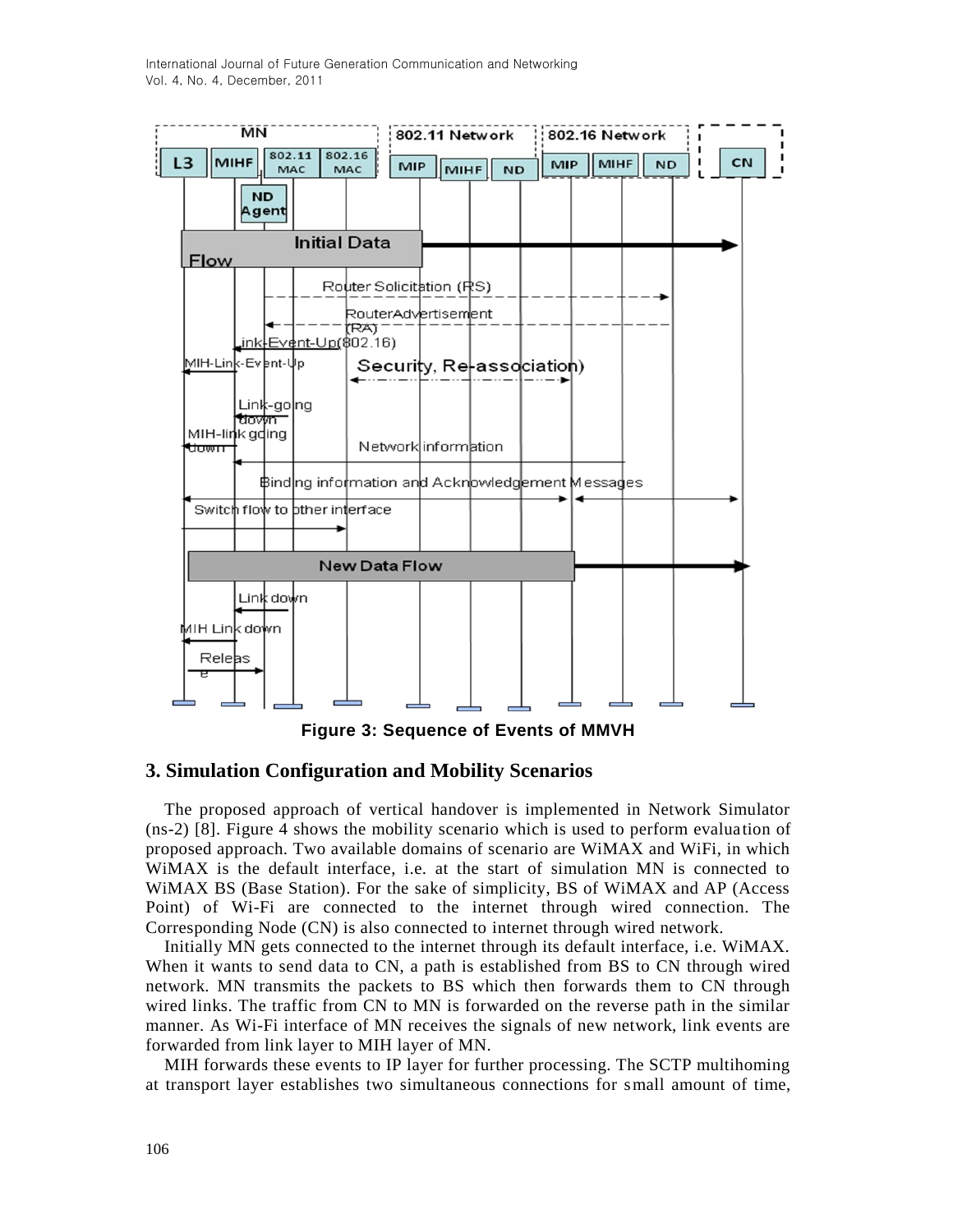MN

L3 | MIHF | 802.11 MAC | 802.16 MAC

ND Agent

802.11 Network

MIP | MIHF | ND

802.16 Network

MIP | MIHF | ND

CN

Initial Data Flow

Router Solicitation (RS)

RouterAdvertisement (RA)

ink-Event-Up(802.16)

MIH-Link-Event-Up

Security, Re-association)

Link-going down

MIH-link going down

Network information

Binding information and Acknowledgement Messages

Switch flow to other interface

New Data Flow

Link down

MIH Link down

Release

**Figure 3: Sequence of Events of MMVH**

## 3. Simulation Configuration and Mobility Scenarios

The proposed approach of vertical handover is implemented in Network Simulator (ns-2) [8]. Figure 4 shows the mobility scenario which is used to perform evaluation of proposed approach. Two available domains of scenario are WiMAX and WiFi, in which WiMAX is the default interface, i.e. at the start of simulation MN is connected to WiMAX BS (Base Station). For the sake of simplicity, BS of WiMAX and AP (Access Point) of Wi-Fi are connected to the internet through wired connection. The Corresponding Node (CN) is also connected to internet through wired network.

Initially MN gets connected to the internet through its default interface, i.e. WiMAX. When it wants to send data to CN, a path is established from BS to CN through wired network. MN transmits the packets to BS which then forwards them to CN through wired links. The traffic from CN to MN is forwarded on the reverse path in the similar manner. As Wi-Fi interface of MN receives the signals of new network, link events are forwarded from link layer to MIH layer of MN.

MIH forwards these events to IP layer for further processing. The SCTP multihoming at transport layer establishes two simultaneous connections for small amount of time,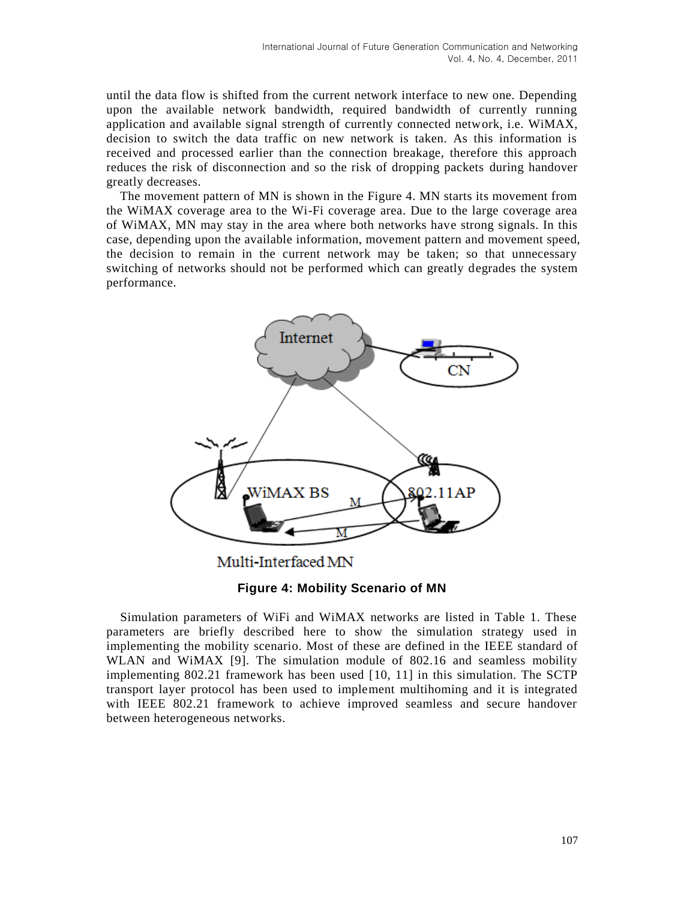until the data flow is shifted from the current network interface to new one. Depending upon the available network bandwidth, required bandwidth of currently running application and available signal strength of currently connected network, i.e. WiMAX, decision to switch the data traffic on new network is taken. As this information is received and processed earlier than the connection breakage, therefore this approach reduces the risk of disconnection and so the risk of dropping packets during handover greatly decreases.

The movement pattern of MN is shown in the Figure 4. MN starts its movement from the WiMAX coverage area to the Wi-Fi coverage area. Due to the large coverage area of WiMAX, MN may stay in the area where both networks have strong signals. In this case, depending upon the available information, movement pattern and movement speed, the decision to remain in the current network may be taken; so that unnecessary switching of networks should not be performed which can greatly degrades the system performance.

Internet

CN

WiMAX BS

802.11AP

M

M

Multi-Interfaced MN

**Figure 4: Mobility Scenario of MN**

Simulation parameters of WiFi and WiMAX networks are listed in Table 1. These parameters are briefly described here to show the simulation strategy used in implementing the mobility scenario. Most of these are defined in the IEEE standard of WLAN and WiMAX [9]. The simulation module of 802.16 and seamless mobility implementing 802.21 framework has been used [10, 11] in this simulation. The SCTP transport layer protocol has been used to implement multihoming and it is integrated with IEEE 802.21 framework to achieve improved seamless and secure handover between heterogeneous networks.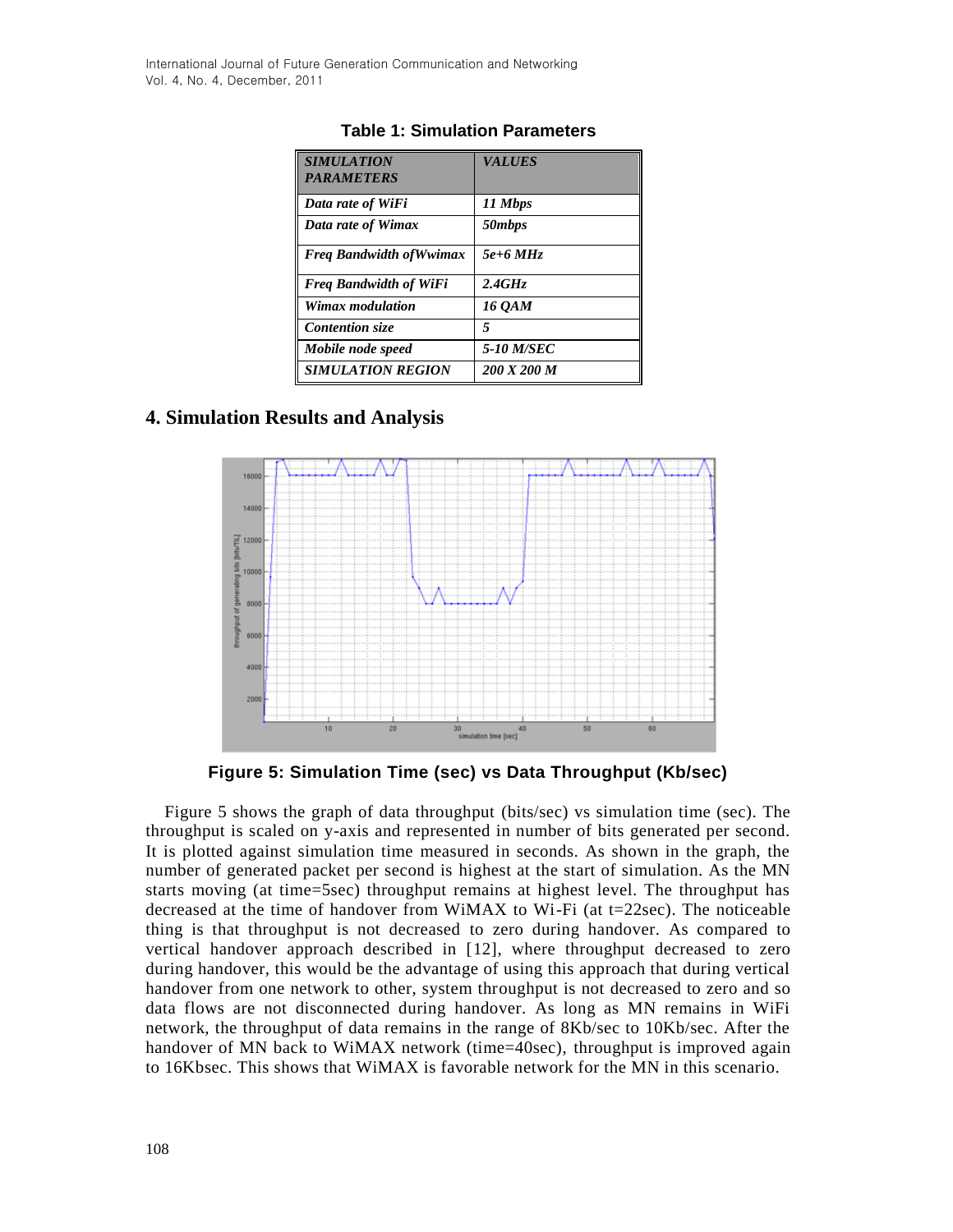**Table 1: Simulation Parameters**

| *SIMULATION PARAMETERS* | *VALUES* |
|---|---|
| *Data rate of WiFi* | *11 Mbps* |
| *Data rate of Wimax* | *50mbps* |
| *Freq Bandwidth ofWwimax* | *5e+6 MHz* |
| *Freq Bandwidth of WiFi* | *2.4GHz* |
| *Wimax modulation* | *16 QAM* |
| *Contention size* | *5* |
| *Mobile node speed* | *5-10 M/SEC* |
| *SIMULATION REGION* | *200 X 200 M* |

## 4. Simulation Results and Analysis

throughput of generating bits [bits/TIL]
16000
14000
12000
10000
8000
6000
4000
2000
10
20
30
40
50
60
simulation time [sec]

**Figure 5: Simulation Time (sec) vs Data Throughput (Kb/sec)**

Figure 5 shows the graph of data throughput (bits/sec) vs simulation time (sec). The throughput is scaled on y-axis and represented in number of bits generated per second. It is plotted against simulation time measured in seconds. As shown in the graph, the number of generated packet per second is highest at the start of simulation. As the MN starts moving (at time=5sec) throughput remains at highest level. The throughput has decreased at the time of handover from WiMAX to Wi-Fi (at t=22sec). The noticeable thing is that throughput is not decreased to zero during handover. As compared to vertical handover approach described in [12], where throughput decreased to zero during handover, this would be the advantage of using this approach that during vertical handover from one network to other, system throughput is not decreased to zero and so data flows are not disconnected during handover. As long as MN remains in WiFi network, the throughput of data remains in the range of 8Kb/sec to 10Kb/sec. After the handover of MN back to WiMAX network (time=40sec), throughput is improved again to 16Kbsec. This shows that WiMAX is favorable network for the MN in this scenario.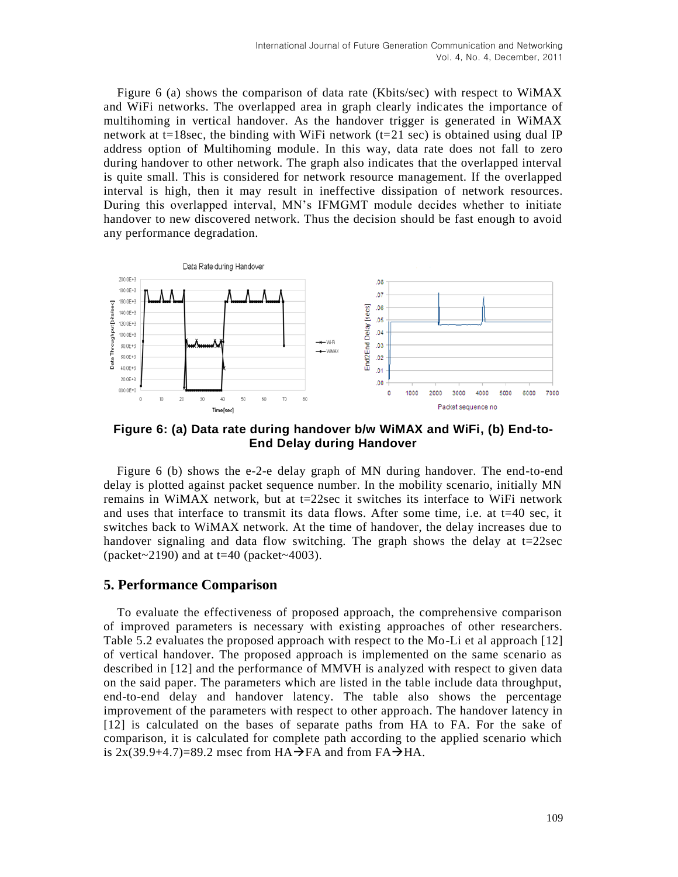Figure 6 (a) shows the comparison of data rate (Kbits/sec) with respect to WiMAX and WiFi networks. The overlapped area in graph clearly indicates the importance of multihoming in vertical handover. As the handover trigger is generated in WiMAX network at t=18sec, the binding with WiFi network (t=21 sec) is obtained using dual IP address option of Multihoming module. In this way, data rate does not fall to zero during handover to other network. The graph also indicates that the overlapped interval is quite small. This is considered for network resource management. If the overlapped interval is high, then it may result in ineffective dissipation of network resources. During this overlapped interval, MN's IFMGMT module decides whether to initiate handover to new discovered network. Thus the decision should be fast enough to avoid any performance degradation.

Data Rate during Handover

Data Throughput [bits/sec]

200.0E+3
180.0E+3
160.0E+3
140.0E+3
120.0E+3
100.0E+3
80.0E+3
60.0E+3
40.0E+3
20.0E+3
000.0E+0

0 10 20 30 40 50 60 70 80

Time[sec]

Wi-Fi
WiMAX

End2End Delay [secs]

.08
.07
.06
.05
.04
.03
.02
.01
.00

0 1000 2000 3000 4000 5000 6000 7000

Packet sequence no

**Figure 6: (a) Data rate during handover b/w WiMAX and WiFi, (b) End-to-End Delay during Handover**

Figure 6 (b) shows the e-2-e delay graph of MN during handover. The end-to-end delay is plotted against packet sequence number. In the mobility scenario, initially MN remains in WiMAX network, but at t=22sec it switches its interface to WiFi network and uses that interface to transmit its data flows. After some time, i.e. at t=40 sec, it switches back to WiMAX network. At the time of handover, the delay increases due to handover signaling and data flow switching. The graph shows the delay at t=22sec (packet~2190) and at t=40 (packet~4003).

## 5. Performance Comparison

To evaluate the effectiveness of proposed approach, the comprehensive comparison of improved parameters is necessary with existing approaches of other researchers. Table 5.2 evaluates the proposed approach with respect to the Mo-Li et al approach [12] of vertical handover. The proposed approach is implemented on the same scenario as described in [12] and the performance of MMVH is analyzed with respect to given data on the said paper. The parameters which are listed in the table include data throughput, end-to-end delay and handover latency. The table also shows the percentage improvement of the parameters with respect to other approach. The handover latency in [12] is calculated on the bases of separate paths from HA to FA. For the sake of comparison, it is calculated for complete path according to the applied scenario which is 2x(39.9+4.7)=89.2 msec from HA→FA and from FA→HA.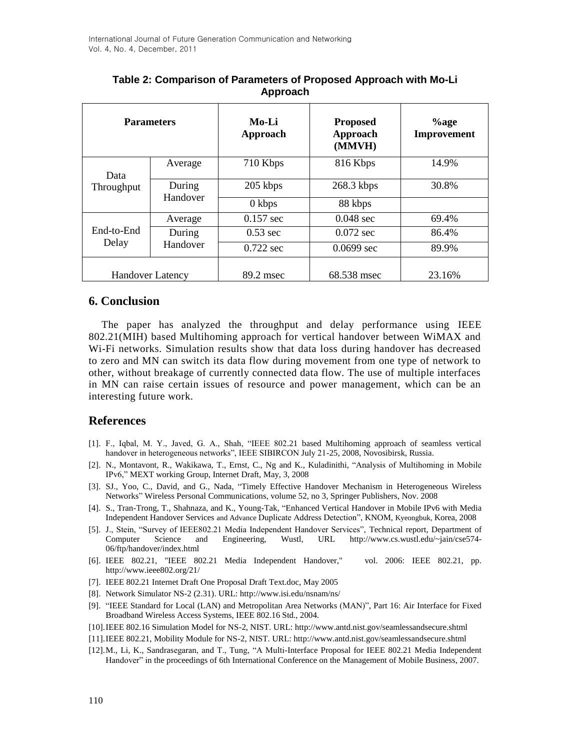**Table 2: Comparison of Parameters of Proposed Approach with Mo-Li Approach**

| Parameters | | Mo-Li Approach | Proposed Approach (MMVH) | %age Improvement |
|---|---|---|---|---|
| Data Throughput | Average | 710 Kbps | 816 Kbps | 14.9% |
| | During Handover | 205 kbps | 268.3 kbps | 30.8% |
| | | 0 kbps | 88 kbps | |
| End-to-End Delay | Average | 0.157 sec | 0.048 sec | 69.4% |
| | During Handover | 0.53 sec | 0.072 sec | 86.4% |
| | | 0.722 sec | 0.0699 sec | 89.9% |
| Handover Latency | | 89.2 msec | 68.538 msec | 23.16% |

## 6. Conclusion

The paper has analyzed the throughput and delay performance using IEEE 802.21(MIH) based Multihoming approach for vertical handover between WiMAX and Wi-Fi networks. Simulation results show that data loss during handover has decreased to zero and MN can switch its data flow during movement from one type of network to other, without breakage of currently connected data flow. The use of multiple interfaces in MN can raise certain issues of resource and power management, which can be an interesting future work.

## References

[1]. F., Iqbal, M. Y., Javed, G. A., Shah, "IEEE 802.21 based Multihoming approach of seamless vertical handover in heterogeneous networks", IEEE SIBIRCON July 21-25, 2008, Novosibirsk, Russia.

[2]. N., Montavont, R., Wakikawa, T., Ernst, C., Ng and K., Kuladinithi, "Analysis of Multihoming in Mobile IPv6," MEXT working Group, Internet Draft, May, 3, 2008

[3]. SJ., Yoo, C., David, and G., Nada, "Timely Effective Handover Mechanism in Heterogeneous Wireless Networks" Wireless Personal Communications, volume 52, no 3, Springer Publishers, Nov. 2008

[4]. S., Tran-Trong, T., Shahnaza, and K., Young-Tak, "Enhanced Vertical Handover in Mobile IPv6 with Media Independent Handover Services and Advance Duplicate Address Detection", KNOM, Kyeongbuk, Korea, 2008

[5]. J., Stein, "Survey of IEEE802.21 Media Independent Handover Services", Technical report, Department of Computer Science and Engineering, Wustl, URL http://www.cs.wustl.edu/~jain/cse574-06/ftp/handover/index.html

[6]. IEEE 802.21, "IEEE 802.21 Media Independent Handover," vol. 2006: IEEE 802.21, pp. http://www.ieee802.org/21/

[7]. IEEE 802.21 Internet Draft One Proposal Draft Text.doc, May 2005

[8]. Network Simulator NS-2 (2.31). URL: http://www.isi.edu/nsnam/ns/

[9]. "IEEE Standard for Local (LAN) and Metropolitan Area Networks (MAN)", Part 16: Air Interface for Fixed Broadband Wireless Access Systems, IEEE 802.16 Std., 2004.

[10]. IEEE 802.16 Simulation Model for NS-2, NIST. URL: http://www.antd.nist.gov/seamlessandsecure.shtml

[11]. IEEE 802.21, Mobility Module for NS-2, NIST. URL: http://www.antd.nist.gov/seamlessandsecure.shtml

[12]. M., Li, K., Sandrasegaran, and T., Tung, "A Multi-Interface Proposal for IEEE 802.21 Media Independent Handover" in the proceedings of 6th International Conference on the Management of Mobile Business, 2007.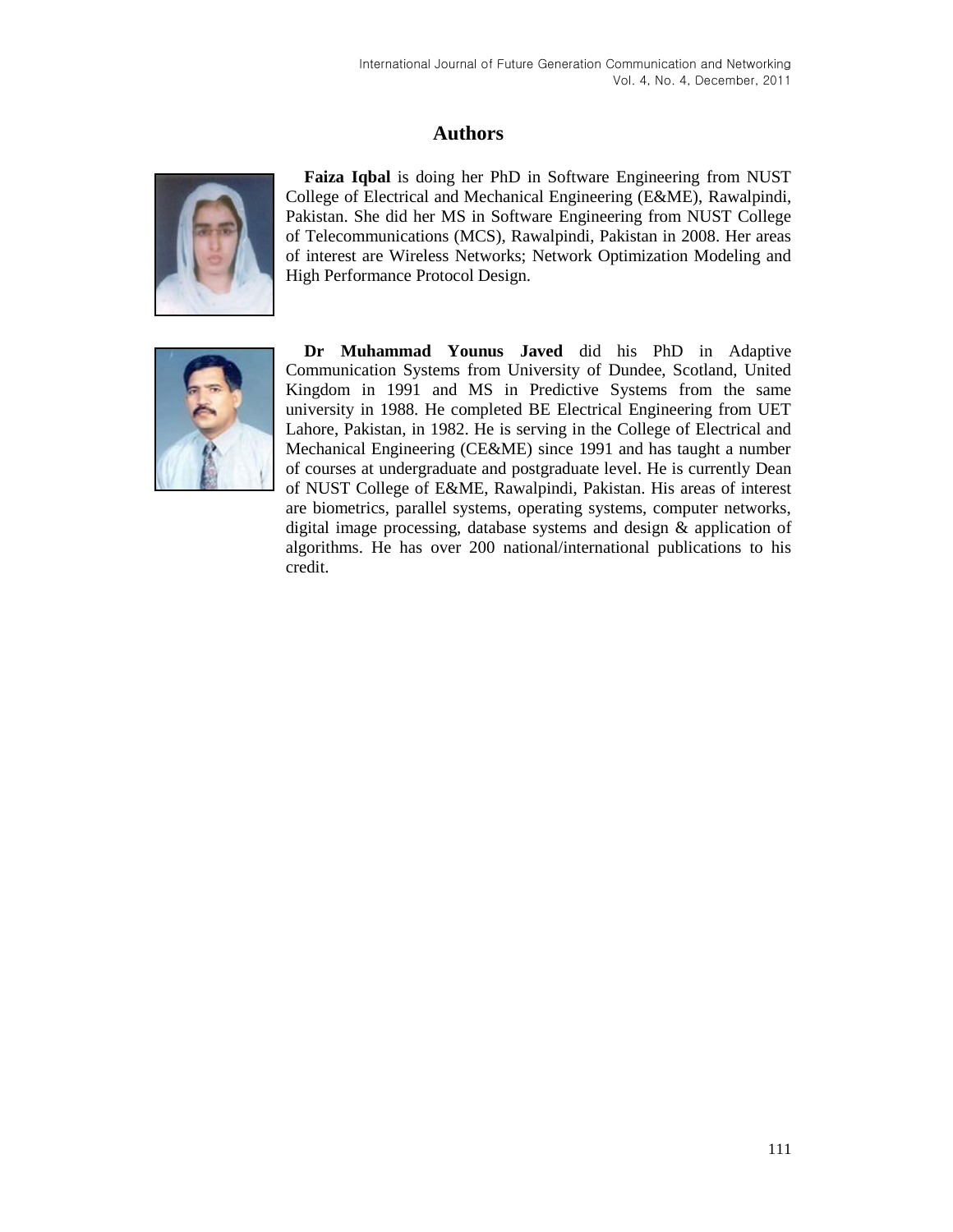# Authors

**Faiza Iqbal** is doing her PhD in Software Engineering from NUST College of Electrical and Mechanical Engineering (E&ME), Rawalpindi, Pakistan. She did her MS in Software Engineering from NUST College of Telecommunications (MCS), Rawalpindi, Pakistan in 2008. Her areas of interest are Wireless Networks; Network Optimization Modeling and High Performance Protocol Design.

**Dr Muhammad Younus Javed** did his PhD in Adaptive Communication Systems from University of Dundee, Scotland, United Kingdom in 1991 and MS in Predictive Systems from the same university in 1988. He completed BE Electrical Engineering from UET Lahore, Pakistan, in 1982. He is serving in the College of Electrical and Mechanical Engineering (CE&ME) since 1991 and has taught a number of courses at undergraduate and postgraduate level. He is currently Dean of NUST College of E&ME, Rawalpindi, Pakistan. His areas of interest are biometrics, parallel systems, operating systems, computer networks, digital image processing, database systems and design & application of algorithms. He has over 200 national/international publications to his credit.